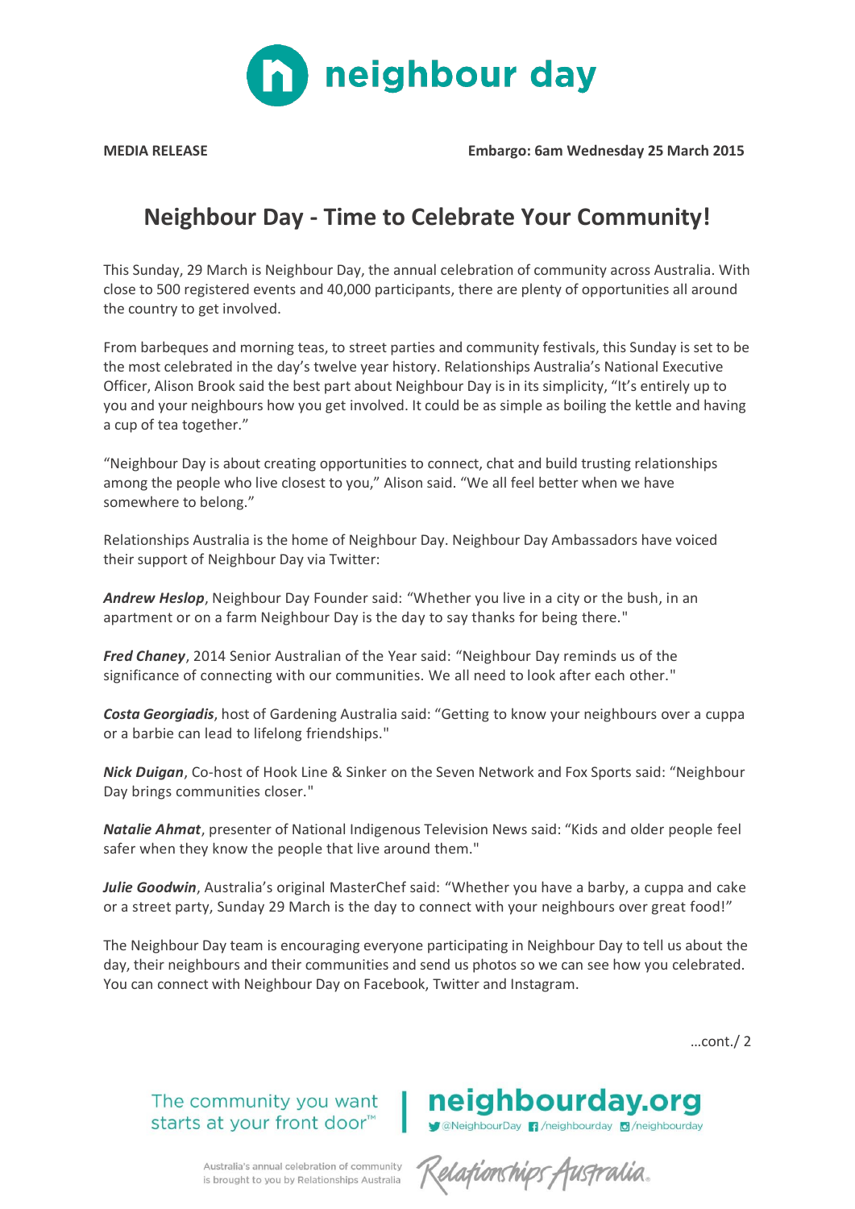neighbour day

**MEDIA RELEASE** **Embargo: 6am Wednesday 25 March 2015**

# Neighbour Day - Time to Celebrate Your Community!

This Sunday, 29 March is Neighbour Day, the annual celebration of community across Australia. With close to 500 registered events and 40,000 participants, there are plenty of opportunities all around the country to get involved.

From barbeques and morning teas, to street parties and community festivals, this Sunday is set to be the most celebrated in the day's twelve year history. Relationships Australia's National Executive Officer, Alison Brook said the best part about Neighbour Day is in its simplicity, "It's entirely up to you and your neighbours how you get involved. It could be as simple as boiling the kettle and having a cup of tea together."

"Neighbour Day is about creating opportunities to connect, chat and build trusting relationships among the people who live closest to you," Alison said. "We all feel better when we have somewhere to belong."

Relationships Australia is the home of Neighbour Day. Neighbour Day Ambassadors have voiced their support of Neighbour Day via Twitter:

***Andrew Heslop***, Neighbour Day Founder said: "Whether you live in a city or the bush, in an apartment or on a farm Neighbour Day is the day to say thanks for being there."

***Fred Chaney***, 2014 Senior Australian of the Year said: "Neighbour Day reminds us of the significance of connecting with our communities. We all need to look after each other."

***Costa Georgiadis***, host of Gardening Australia said: "Getting to know your neighbours over a cuppa or a barbie can lead to lifelong friendships."

***Nick Duigan***, Co-host of Hook Line & Sinker on the Seven Network and Fox Sports said: "Neighbour Day brings communities closer."

***Natalie Ahmat***, presenter of National Indigenous Television News said: "Kids and older people feel safer when they know the people that live around them."

***Julie Goodwin***, Australia's original MasterChef said: "Whether you have a barby, a cuppa and cake or a street party, Sunday 29 March is the day to connect with your neighbours over great food!"

The Neighbour Day team is encouraging everyone participating in Neighbour Day to tell us about the day, their neighbours and their communities and send us photos so we can see how you celebrated. You can connect with Neighbour Day on Facebook, Twitter and Instagram.

…cont./ 2

The community you want starts at your front door™

neighbourday.org
@NeighbourDay /neighbourday /neighbourday

Australia's annual celebration of community is brought to you by Relationships Australia

Relationships Australia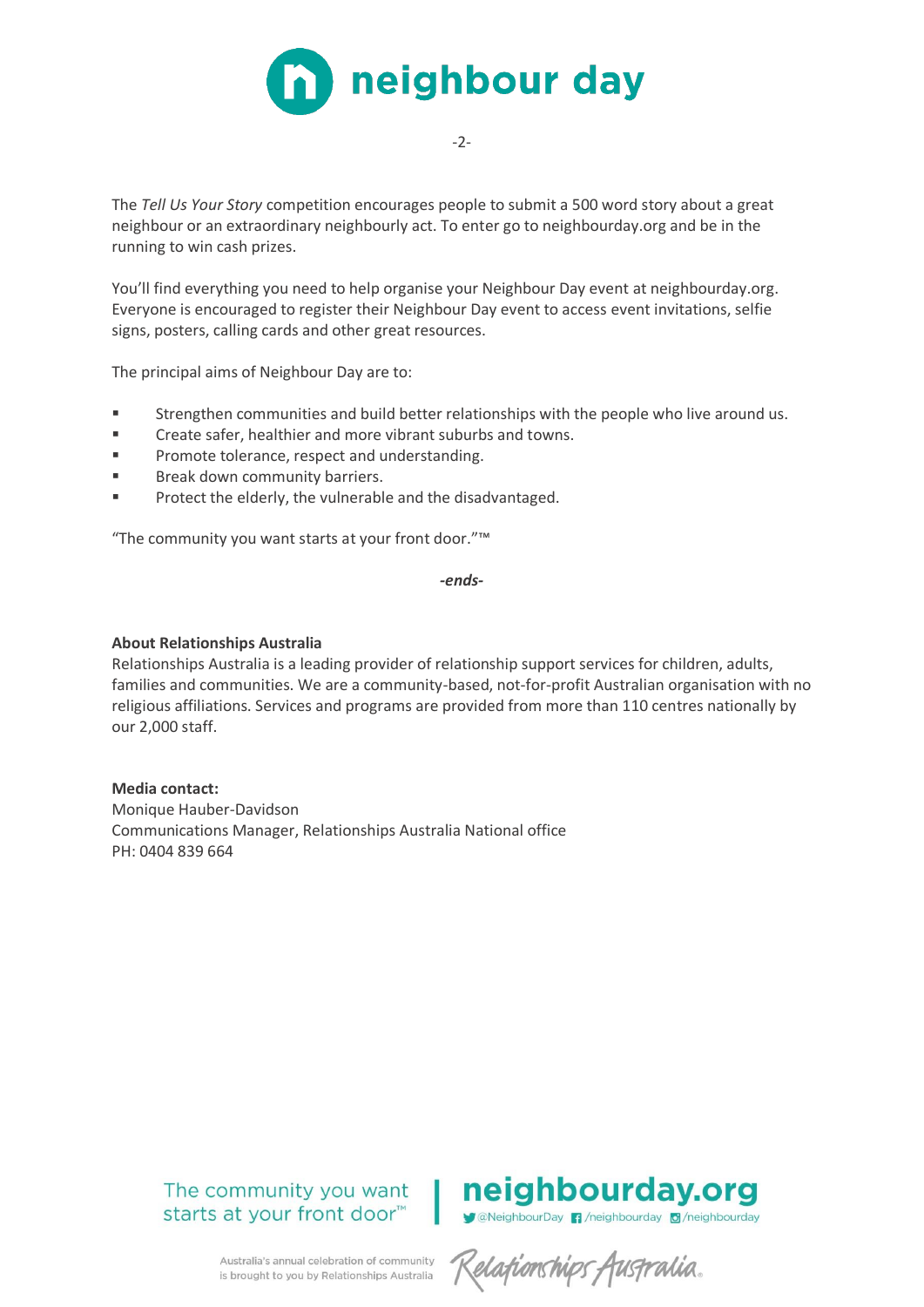The *Tell Us Your Story* competition encourages people to submit a 500 word story about a great neighbour or an extraordinary neighbourly act. To enter go to neighbourday.org and be in the running to win cash prizes.

You'll find everything you need to help organise your Neighbour Day event at neighbourday.org. Everyone is encouraged to register their Neighbour Day event to access event invitations, selfie signs, posters, calling cards and other great resources.

The principal aims of Neighbour Day are to:

- Strengthen communities and build better relationships with the people who live around us.
- Create safer, healthier and more vibrant suburbs and towns.
- Promote tolerance, respect and understanding.
- Break down community barriers.
- Protect the elderly, the vulnerable and the disadvantaged.

"The community you want starts at your front door."™

***-ends-***

**About Relationships Australia**
Relationships Australia is a leading provider of relationship support services for children, adults, families and communities. We are a community-based, not-for-profit Australian organisation with no religious affiliations. Services and programs are provided from more than 110 centres nationally by our 2,000 staff.

**Media contact:**
Monique Hauber-Davidson
Communications Manager, Relationships Australia National office
PH: 0404 839 664

The community you want starts at your front door™

neighbourday.org
@NeighbourDay /neighbourday /neighbourday

Australia's annual celebration of community is brought to you by Relationships Australia

Relationships Australia